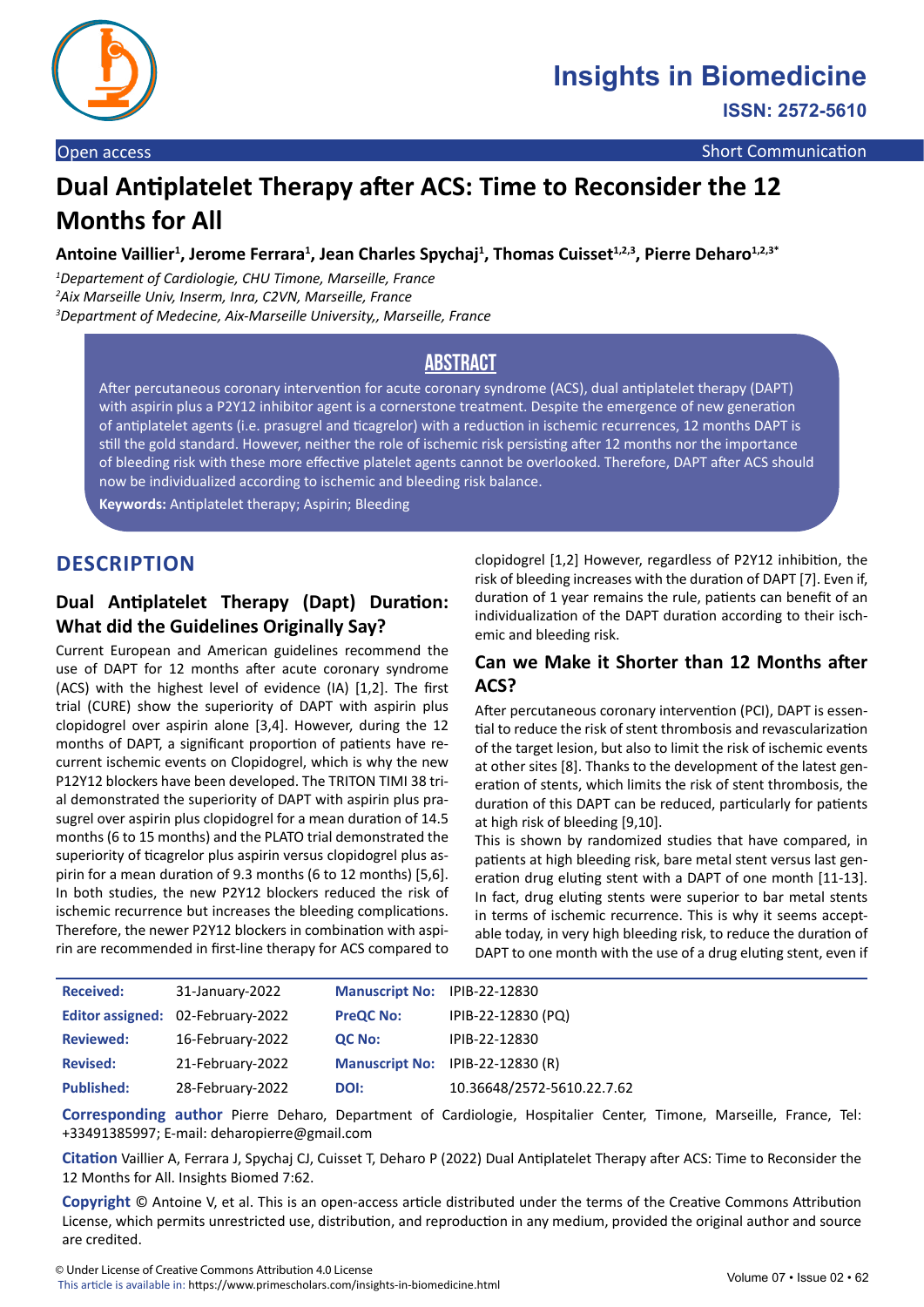Open access | Short Communication

# Dual Antiplatelet Therapy after ACS: Time to Reconsider the 12 Months for All

**Antoine Vaillier[1], Jerome Ferrara[1], Jean Charles Spychaj[1], Thomas Cuisset[1,2,3], Pierre Deharo[1,2,3*]**

[1]*Departement of Cardiologie, CHU Timone, Marseille, France*
[2]*Aix Marseille Univ, Inserm, Inra, C2VN, Marseille, France*
[3]*Department of Medecine, Aix-Marseille University,, Marseille, France*

## ABSTRACT

After percutaneous coronary intervention for acute coronary syndrome (ACS), dual antiplatelet therapy (DAPT) with aspirin plus a P2Y12 inhibitor agent is a cornerstone treatment. Despite the emergence of new generation of antiplatelet agents (i.e. prasugrel and ticagrelor) with a reduction in ischemic recurrences, 12 months DAPT is still the gold standard. However, neither the role of ischemic risk persisting after 12 months nor the importance of bleeding risk with these more effective platelet agents cannot be overlooked. Therefore, DAPT after ACS should now be individualized according to ischemic and bleeding risk balance.

**Keywords:** Antiplatelet therapy; Aspirin; Bleeding

## DESCRIPTION

### Dual Antiplatelet Therapy (Dapt) Duration: What did the Guidelines Originally Say?

Current European and American guidelines recommend the use of DAPT for 12 months after acute coronary syndrome (ACS) with the highest level of evidence (IA) [1,2]. The first trial (CURE) show the superiority of DAPT with aspirin plus clopidogrel over aspirin alone [3,4]. However, during the 12 months of DAPT, a significant proportion of patients have recurrent ischemic events on Clopidogrel, which is why the new P12Y12 blockers have been developed. The TRITON TIMI 38 trial demonstrated the superiority of DAPT with aspirin plus prasugrel over aspirin plus clopidogrel for a mean duration of 14.5 months (6 to 15 months) and the PLATO trial demonstrated the superiority of ticagrelor plus aspirin versus clopidogrel plus aspirin for a mean duration of 9.3 months (6 to 12 months) [5,6]. In both studies, the new P2Y12 blockers reduced the risk of ischemic recurrence but increases the bleeding complications. Therefore, the newer P2Y12 blockers in combination with aspirin are recommended in first-line therapy for ACS compared to clopidogrel [1,2] However, regardless of P2Y12 inhibition, the risk of bleeding increases with the duration of DAPT [7]. Even if, duration of 1 year remains the rule, patients can benefit of an individualization of the DAPT duration according to their ischemic and bleeding risk.

### Can we Make it Shorter than 12 Months after ACS?

After percutaneous coronary intervention (PCI), DAPT is essential to reduce the risk of stent thrombosis and revascularization of the target lesion, but also to limit the risk of ischemic events at other sites [8]. Thanks to the development of the latest generation of stents, which limits the risk of stent thrombosis, the duration of this DAPT can be reduced, particularly for patients at high risk of bleeding [9,10].

This is shown by randomized studies that have compared, in patients at high bleeding risk, bare metal stent versus last generation drug eluting stent with a DAPT of one month [11-13]. In fact, drug eluting stents were superior to bar metal stents in terms of ischemic recurrence. This is why it seems acceptable today, in very high bleeding risk, to reduce the duration of DAPT to one month with the use of a drug eluting stent, even if

| | | | |
|---|---|---|---|
| **Received:** | 31-January-2022 | **Manuscript No:** | IPIB-22-12830 |
| **Editor assigned:** | 02-February-2022 | **PreQC No:** | IPIB-22-12830 (PQ) |
| **Reviewed:** | 16-February-2022 | **QC No:** | IPIB-22-12830 |
| **Revised:** | 21-February-2022 | **Manuscript No:** | IPIB-22-12830 (R) |
| **Published:** | 28-February-2022 | **DOI:** | 10.36648/2572-5610.22.7.62 |

**Corresponding author** Pierre Deharo, Department of Cardiologie, Hospitalier Center, Timone, Marseille, France, Tel: +33491385997; E-mail: deharopierre@gmail.com

**Citation** Vaillier A, Ferrara J, Spychaj CJ, Cuisset T, Deharo P (2022) Dual Antiplatelet Therapy after ACS: Time to Reconsider the 12 Months for All. Insights Biomed 7:62.

**Copyright** © Antoine V, et al. This is an open-access article distributed under the terms of the Creative Commons Attribution License, which permits unrestricted use, distribution, and reproduction in any medium, provided the original author and source are credited.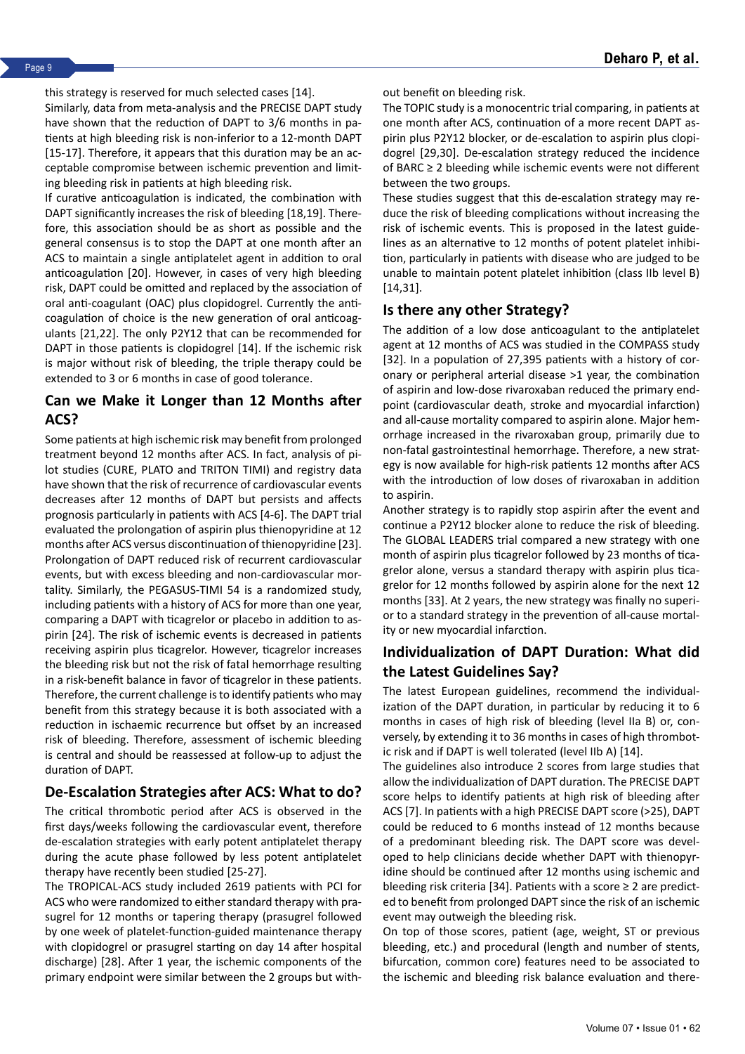this strategy is reserved for much selected cases [14].

Similarly, data from meta-analysis and the PRECISE DAPT study have shown that the reduction of DAPT to 3/6 months in patients at high bleeding risk is non-inferior to a 12-month DAPT [15-17]. Therefore, it appears that this duration may be an acceptable compromise between ischemic prevention and limiting bleeding risk in patients at high bleeding risk.

If curative anticoagulation is indicated, the combination with DAPT significantly increases the risk of bleeding [18,19]. Therefore, this association should be as short as possible and the general consensus is to stop the DAPT at one month after an ACS to maintain a single antiplatelet agent in addition to oral anticoagulation [20]. However, in cases of very high bleeding risk, DAPT could be omitted and replaced by the association of oral anti-coagulant (OAC) plus clopidogrel. Currently the anticoagulation of choice is the new generation of oral anticoagulants [21,22]. The only P2Y12 that can be recommended for DAPT in those patients is clopidogrel [14]. If the ischemic risk is major without risk of bleeding, the triple therapy could be extended to 3 or 6 months in case of good tolerance.

## Can we Make it Longer than 12 Months after ACS?

Some patients at high ischemic risk may benefit from prolonged treatment beyond 12 months after ACS. In fact, analysis of pilot studies (CURE, PLATO and TRITON TIMI) and registry data have shown that the risk of recurrence of cardiovascular events decreases after 12 months of DAPT but persists and affects prognosis particularly in patients with ACS [4-6]. The DAPT trial evaluated the prolongation of aspirin plus thienopyridine at 12 months after ACS versus discontinuation of thienopyridine [23]. Prolongation of DAPT reduced risk of recurrent cardiovascular events, but with excess bleeding and non-cardiovascular mortality. Similarly, the PEGASUS-TIMI 54 is a randomized study, including patients with a history of ACS for more than one year, comparing a DAPT with ticagrelor or placebo in addition to aspirin [24]. The risk of ischemic events is decreased in patients receiving aspirin plus ticagrelor. However, ticagrelor increases the bleeding risk but not the risk of fatal hemorrhage resulting in a risk-benefit balance in favor of ticagrelor in these patients. Therefore, the current challenge is to identify patients who may benefit from this strategy because it is both associated with a reduction in ischaemic recurrence but offset by an increased risk of bleeding. Therefore, assessment of ischemic bleeding is central and should be reassessed at follow-up to adjust the duration of DAPT.

## De-Escalation Strategies after ACS: What to do?

The critical thrombotic period after ACS is observed in the first days/weeks following the cardiovascular event, therefore de-escalation strategies with early potent antiplatelet therapy during the acute phase followed by less potent antiplatelet therapy have recently been studied [25-27].

The TROPICAL-ACS study included 2619 patients with PCI for ACS who were randomized to either standard therapy with prasugrel for 12 months or tapering therapy (prasugrel followed by one week of platelet-function-guided maintenance therapy with clopidogrel or prasugrel starting on day 14 after hospital discharge) [28]. After 1 year, the ischemic components of the primary endpoint were similar between the 2 groups but without benefit on bleeding risk.

The TOPIC study is a monocentric trial comparing, in patients at one month after ACS, continuation of a more recent DAPT aspirin plus P2Y12 blocker, or de-escalation to aspirin plus clopidogrel [29,30]. De-escalation strategy reduced the incidence of BARC ≥ 2 bleeding while ischemic events were not different between the two groups.

These studies suggest that this de-escalation strategy may reduce the risk of bleeding complications without increasing the risk of ischemic events. This is proposed in the latest guidelines as an alternative to 12 months of potent platelet inhibition, particularly in patients with disease who are judged to be unable to maintain potent platelet inhibition (class IIb level B) [14,31].

## Is there any other Strategy?

The addition of a low dose anticoagulant to the antiplatelet agent at 12 months of ACS was studied in the COMPASS study [32]. In a population of 27,395 patients with a history of coronary or peripheral arterial disease >1 year, the combination of aspirin and low-dose rivaroxaban reduced the primary endpoint (cardiovascular death, stroke and myocardial infarction) and all-cause mortality compared to aspirin alone. Major hemorrhage increased in the rivaroxaban group, primarily due to non-fatal gastrointestinal hemorrhage. Therefore, a new strategy is now available for high-risk patients 12 months after ACS with the introduction of low doses of rivaroxaban in addition to aspirin.

Another strategy is to rapidly stop aspirin after the event and continue a P2Y12 blocker alone to reduce the risk of bleeding. The GLOBAL LEADERS trial compared a new strategy with one month of aspirin plus ticagrelor followed by 23 months of ticagrelor alone, versus a standard therapy with aspirin plus ticagrelor for 12 months followed by aspirin alone for the next 12 months [33]. At 2 years, the new strategy was finally no superior to a standard strategy in the prevention of all-cause mortality or new myocardial infarction.

## Individualization of DAPT Duration: What did the Latest Guidelines Say?

The latest European guidelines, recommend the individualization of the DAPT duration, in particular by reducing it to 6 months in cases of high risk of bleeding (level IIa B) or, conversely, by extending it to 36 months in cases of high thrombotic risk and if DAPT is well tolerated (level IIb A) [14].

The guidelines also introduce 2 scores from large studies that allow the individualization of DAPT duration. The PRECISE DAPT score helps to identify patients at high risk of bleeding after ACS [7]. In patients with a high PRECISE DAPT score (>25), DAPT could be reduced to 6 months instead of 12 months because of a predominant bleeding risk. The DAPT score was developed to help clinicians decide whether DAPT with thienopyridine should be continued after 12 months using ischemic and bleeding risk criteria [34]. Patients with a score ≥ 2 are predicted to benefit from prolonged DAPT since the risk of an ischemic event may outweigh the bleeding risk.

On top of those scores, patient (age, weight, ST or previous bleeding, etc.) and procedural (length and number of stents, bifurcation, common core) features need to be associated to the ischemic and bleeding risk balance evaluation and there-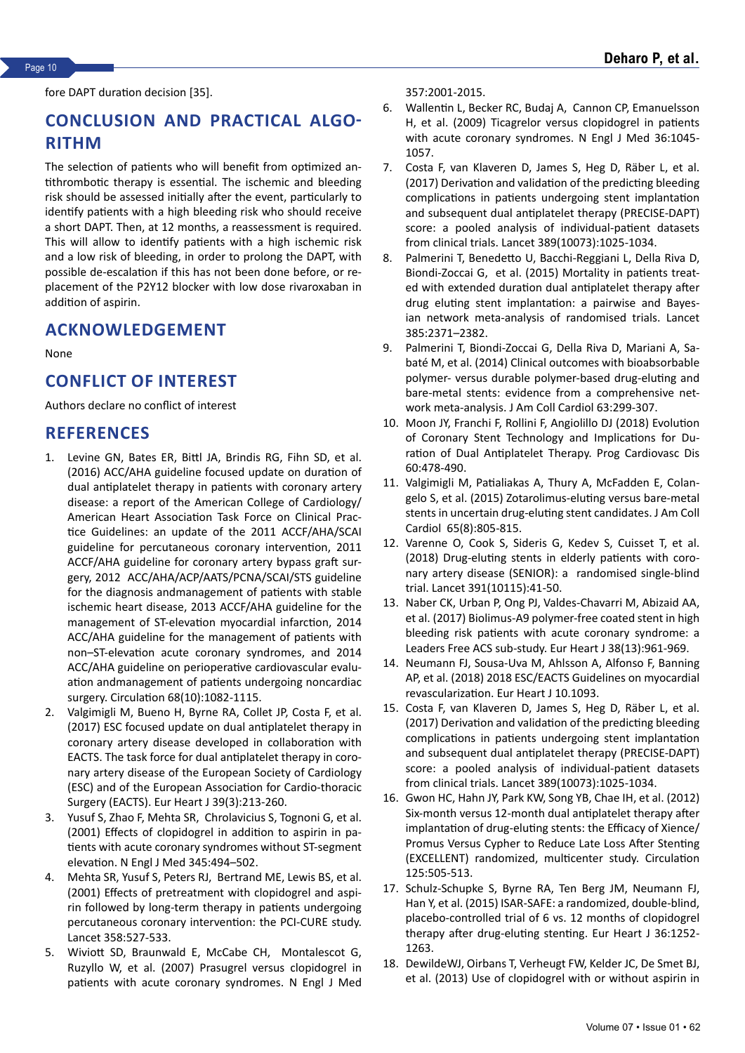fore DAPT duration decision [35].

## CONCLUSION AND PRACTICAL ALGORITHM

The selection of patients who will benefit from optimized antithrombotic therapy is essential. The ischemic and bleeding risk should be assessed initially after the event, particularly to identify patients with a high bleeding risk who should receive a short DAPT. Then, at 12 months, a reassessment is required. This will allow to identify patients with a high ischemic risk and a low risk of bleeding, in order to prolong the DAPT, with possible de-escalation if this has not been done before, or replacement of the P2Y12 blocker with low dose rivaroxaban in addition of aspirin.

## ACKNOWLEDGEMENT

None

## CONFLICT OF INTEREST

Authors declare no conflict of interest

## REFERENCES

1. Levine GN, Bates ER, Bittl JA, Brindis RG, Fihn SD, et al. (2016) ACC/AHA guideline focused update on duration of dual antiplatelet therapy in patients with coronary artery disease: a report of the American College of Cardiology/ American Heart Association Task Force on Clinical Practice Guidelines: an update of the 2011 ACCF/AHA/SCAI guideline for percutaneous coronary intervention, 2011 ACCF/AHA guideline for coronary artery bypass graft surgery, 2012 ACC/AHA/ACP/AATS/PCNA/SCAI/STS guideline for the diagnosis andmanagement of patients with stable ischemic heart disease, 2013 ACCF/AHA guideline for the management of ST-elevation myocardial infarction, 2014 ACC/AHA guideline for the management of patients with non–ST-elevation acute coronary syndromes, and 2014 ACC/AHA guideline on perioperative cardiovascular evaluation andmanagement of patients undergoing noncardiac surgery. Circulation 68(10):1082-1115.
2. Valgimigli M, Bueno H, Byrne RA, Collet JP, Costa F, et al. (2017) ESC focused update on dual antiplatelet therapy in coronary artery disease developed in collaboration with EACTS. The task force for dual antiplatelet therapy in coronary artery disease of the European Society of Cardiology (ESC) and of the European Association for Cardio-thoracic Surgery (EACTS). Eur Heart J 39(3):213-260.
3. Yusuf S, Zhao F, Mehta SR, Chrolavicius S, Tognoni G, et al. (2001) Effects of clopidogrel in addition to aspirin in patients with acute coronary syndromes without ST-segment elevation. N Engl J Med 345:494–502.
4. Mehta SR, Yusuf S, Peters RJ, Bertrand ME, Lewis BS, et al. (2001) Effects of pretreatment with clopidogrel and aspirin followed by long-term therapy in patients undergoing percutaneous coronary intervention: the PCI-CURE study. Lancet 358:527-533.
5. Wiviott SD, Braunwald E, McCabe CH, Montalescot G, Ruzyllo W, et al. (2007) Prasugrel versus clopidogrel in patients with acute coronary syndromes. N Engl J Med 357:2001-2015.
6. Wallentin L, Becker RC, Budaj A, Cannon CP, Emanuelsson H, et al. (2009) Ticagrelor versus clopidogrel in patients with acute coronary syndromes. N Engl J Med 36:1045-1057.
7. Costa F, van Klaveren D, James S, Heg D, Räber L, et al. (2017) Derivation and validation of the predicting bleeding complications in patients undergoing stent implantation and subsequent dual antiplatelet therapy (PRECISE-DAPT) score: a pooled analysis of individual-patient datasets from clinical trials. Lancet 389(10073):1025-1034.
8. Palmerini T, Benedetto U, Bacchi-Reggiani L, Della Riva D, Biondi-Zoccai G, et al. (2015) Mortality in patients treated with extended duration dual antiplatelet therapy after drug eluting stent implantation: a pairwise and Bayesian network meta-analysis of randomised trials. Lancet 385:2371–2382.
9. Palmerini T, Biondi-Zoccai G, Della Riva D, Mariani A, Sabaté M, et al. (2014) Clinical outcomes with bioabsorbable polymer- versus durable polymer-based drug-eluting and bare-metal stents: evidence from a comprehensive network meta-analysis. J Am Coll Cardiol 63:299-307.
10. Moon JY, Franchi F, Rollini F, Angiolillo DJ (2018) Evolution of Coronary Stent Technology and Implications for Duration of Dual Antiplatelet Therapy. Prog Cardiovasc Dis 60:478-490.
11. Valgimigli M, Patialiakas A, Thury A, McFadden E, Colangelo S, et al. (2015) Zotarolimus-eluting versus bare-metal stents in uncertain drug-eluting stent candidates. J Am Coll Cardiol 65(8):805-815.
12. Varenne O, Cook S, Sideris G, Kedev S, Cuisset T, et al. (2018) Drug-eluting stents in elderly patients with coronary artery disease (SENIOR): a randomised single-blind trial. Lancet 391(10115):41-50.
13. Naber CK, Urban P, Ong PJ, Valdes-Chavarri M, Abizaid AA, et al. (2017) Biolimus-A9 polymer-free coated stent in high bleeding risk patients with acute coronary syndrome: a Leaders Free ACS sub-study. Eur Heart J 38(13):961-969.
14. Neumann FJ, Sousa-Uva M, Ahlsson A, Alfonso F, Banning AP, et al. (2018) 2018 ESC/EACTS Guidelines on myocardial revascularization. Eur Heart J 10.1093.
15. Costa F, van Klaveren D, James S, Heg D, Räber L, et al. (2017) Derivation and validation of the predicting bleeding complications in patients undergoing stent implantation and subsequent dual antiplatelet therapy (PRECISE-DAPT) score: a pooled analysis of individual-patient datasets from clinical trials. Lancet 389(10073):1025-1034.
16. Gwon HC, Hahn JY, Park KW, Song YB, Chae IH, et al. (2012) Six-month versus 12-month dual antiplatelet therapy after implantation of drug-eluting stents: the Efficacy of Xience/ Promus Versus Cypher to Reduce Late Loss After Stenting (EXCELLENT) randomized, multicenter study. Circulation 125:505-513.
17. Schulz-Schupke S, Byrne RA, Ten Berg JM, Neumann FJ, Han Y, et al. (2015) ISAR-SAFE: a randomized, double-blind, placebo-controlled trial of 6 vs. 12 months of clopidogrel therapy after drug-eluting stenting. Eur Heart J 36:1252-1263.
18. DewildeWJ, Oirbans T, Verheugt FW, Kelder JC, De Smet BJ, et al. (2013) Use of clopidogrel with or without aspirin in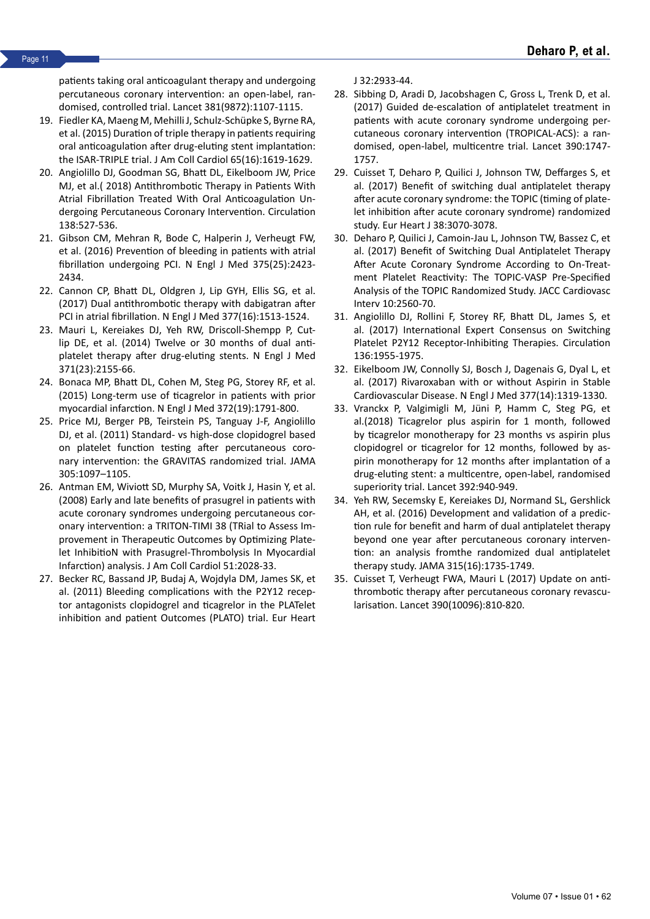patients taking oral anticoagulant therapy and undergoing percutaneous coronary intervention: an open-label, randomised, controlled trial. Lancet 381(9872):1107-1115.

19. Fiedler KA, Maeng M, Mehilli J, Schulz-Schüpke S, Byrne RA, et al. (2015) Duration of triple therapy in patients requiring oral anticoagulation after drug-eluting stent implantation: the ISAR-TRIPLE trial. J Am Coll Cardiol 65(16):1619-1629.
20. Angiolillo DJ, Goodman SG, Bhatt DL, Eikelboom JW, Price MJ, et al.( 2018) Antithrombotic Therapy in Patients With Atrial Fibrillation Treated With Oral Anticoagulation Undergoing Percutaneous Coronary Intervention. Circulation 138:527-536.
21. Gibson CM, Mehran R, Bode C, Halperin J, Verheugt FW, et al. (2016) Prevention of bleeding in patients with atrial fibrillation undergoing PCI. N Engl J Med 375(25):2423-2434.
22. Cannon CP, Bhatt DL, Oldgren J, Lip GYH, Ellis SG, et al. (2017) Dual antithrombotic therapy with dabigatran after PCI in atrial fibrillation. N Engl J Med 377(16):1513-1524.
23. Mauri L, Kereiakes DJ, Yeh RW, Driscoll-Shempp P, Cutlip DE, et al. (2014) Twelve or 30 months of dual antiplatelet therapy after drug-eluting stents. N Engl J Med 371(23):2155-66.
24. Bonaca MP, Bhatt DL, Cohen M, Steg PG, Storey RF, et al. (2015) Long-term use of ticagrelor in patients with prior myocardial infarction. N Engl J Med 372(19):1791-800.
25. Price MJ, Berger PB, Teirstein PS, Tanguay J-F, Angiolillo DJ, et al. (2011) Standard- vs high-dose clopidogrel based on platelet function testing after percutaneous coronary intervention: the GRAVITAS randomized trial. JAMA 305:1097–1105.
26. Antman EM, Wiviott SD, Murphy SA, Voitk J, Hasin Y, et al. (2008) Early and late benefits of prasugrel in patients with acute coronary syndromes undergoing percutaneous coronary intervention: a TRITON-TIMI 38 (TRial to Assess Improvement in Therapeutic Outcomes by Optimizing Platelet InhibitioN with Prasugrel-Thrombolysis In Myocardial Infarction) analysis. J Am Coll Cardiol 51:2028-33.
27. Becker RC, Bassand JP, Budaj A, Wojdyla DM, James SK, et al. (2011) Bleeding complications with the P2Y12 receptor antagonists clopidogrel and ticagrelor in the PLATelet inhibition and patient Outcomes (PLATO) trial. Eur Heart J 32:2933-44.
28. Sibbing D, Aradi D, Jacobshagen C, Gross L, Trenk D, et al. (2017) Guided de-escalation of antiplatelet treatment in patients with acute coronary syndrome undergoing percutaneous coronary intervention (TROPICAL-ACS): a randomised, open-label, multicentre trial. Lancet 390:1747-1757.
29. Cuisset T, Deharo P, Quilici J, Johnson TW, Deffarges S, et al. (2017) Benefit of switching dual antiplatelet therapy after acute coronary syndrome: the TOPIC (timing of platelet inhibition after acute coronary syndrome) randomized study. Eur Heart J 38:3070-3078.
30. Deharo P, Quilici J, Camoin-Jau L, Johnson TW, Bassez C, et al. (2017) Benefit of Switching Dual Antiplatelet Therapy After Acute Coronary Syndrome According to On-Treatment Platelet Reactivity: The TOPIC-VASP Pre-Specified Analysis of the TOPIC Randomized Study. JACC Cardiovasc Interv 10:2560-70.
31. Angiolillo DJ, Rollini F, Storey RF, Bhatt DL, James S, et al. (2017) International Expert Consensus on Switching Platelet P2Y12 Receptor-Inhibiting Therapies. Circulation 136:1955-1975.
32. Eikelboom JW, Connolly SJ, Bosch J, Dagenais G, Dyal L, et al. (2017) Rivaroxaban with or without Aspirin in Stable Cardiovascular Disease. N Engl J Med 377(14):1319-1330.
33. Vranckx P, Valgimigli M, Jüni P, Hamm C, Steg PG, et al.(2018) Ticagrelor plus aspirin for 1 month, followed by ticagrelor monotherapy for 23 months vs aspirin plus clopidogrel or ticagrelor for 12 months, followed by aspirin monotherapy for 12 months after implantation of a drug-eluting stent: a multicentre, open-label, randomised superiority trial. Lancet 392:940-949.
34. Yeh RW, Secemsky E, Kereiakes DJ, Normand SL, Gershlick AH, et al. (2016) Development and validation of a prediction rule for benefit and harm of dual antiplatelet therapy beyond one year after percutaneous coronary intervention: an analysis fromthe randomized dual antiplatelet therapy study. JAMA 315(16):1735-1749.
35. Cuisset T, Verheugt FWA, Mauri L (2017) Update on antithrombotic therapy after percutaneous coronary revascularisation. Lancet 390(10096):810-820.